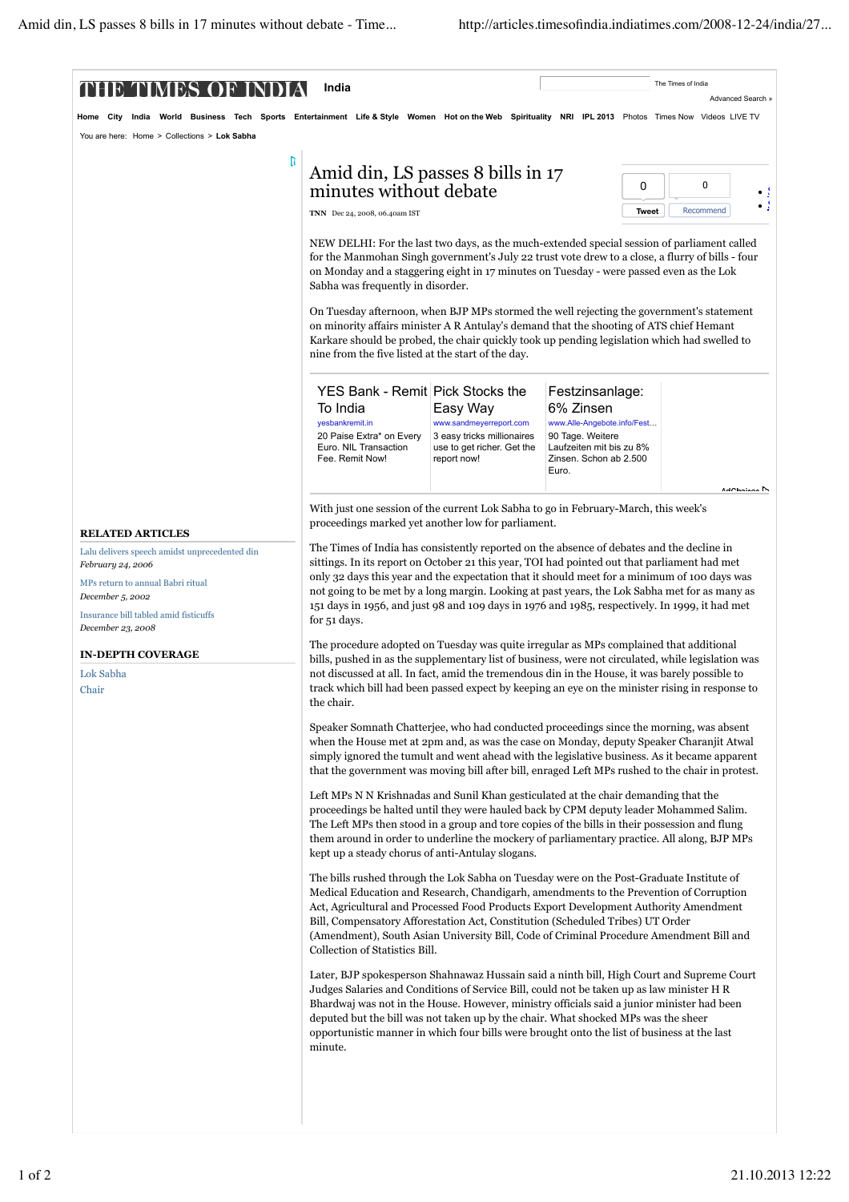# Amid din, LS passes 8 bills in 17 minutes without debate

TNN Dec 24, 2008, 06.40am IST

NEW DELHI: For the last two days, as the much-extended special session of parliament called for the Manmohan Singh government's July 22 trust vote drew to a close, a flurry of bills - four on Monday and a staggering eight in 17 minutes on Tuesday - were passed even as the Lok Sabha was frequently in disorder.

On Tuesday afternoon, when BJP MPs stormed the well rejecting the government's statement on minority affairs minister A R Antulay's demand that the shooting of ATS chief Hemant Karkare should be probed, the chair quickly took up pending legislation which had swelled to nine from the five listed at the start of the day.

With just one session of the current Lok Sabha to go in February-March, this week's proceedings marked yet another low for parliament.

The Times of India has consistently reported on the absence of debates and the decline in sittings. In its report on October 21 this year, TOI had pointed out that parliament had met only 32 days this year and the expectation that it should meet for a minimum of 100 days was not going to be met by a long margin. Looking at past years, the Lok Sabha met for as many as 151 days in 1956, and just 98 and 109 days in 1976 and 1985, respectively. In 1999, it had met for 51 days.

The procedure adopted on Tuesday was quite irregular as MPs complained that additional bills, pushed in as the supplementary list of business, were not circulated, while legislation was not discussed at all. In fact, amid the tremendous din in the House, it was barely possible to track which bill had been passed expect by keeping an eye on the minister rising in response to the chair.

Speaker Somnath Chatterjee, who had conducted proceedings since the morning, was absent when the House met at 2pm and, as was the case on Monday, deputy Speaker Charanjit Atwal simply ignored the tumult and went ahead with the legislative business. As it became apparent that the government was moving bill after bill, enraged Left MPs rushed to the chair in protest.

Left MPs N N Krishnadas and Sunil Khan gesticulated at the chair demanding that the proceedings be halted until they were hauled back by CPM deputy leader Mohammed Salim. The Left MPs then stood in a group and tore copies of the bills in their possession and flung them around in order to underline the mockery of parliamentary practice. All along, BJP MPs kept up a steady chorus of anti-Antulay slogans.

The bills rushed through the Lok Sabha on Tuesday were on the Post-Graduate Institute of Medical Education and Research, Chandigarh, amendments to the Prevention of Corruption Act, Agricultural and Processed Food Products Export Development Authority Amendment Bill, Compensatory Afforestation Act, Constitution (Scheduled Tribes) UT Order (Amendment), South Asian University Bill, Code of Criminal Procedure Amendment Bill and Collection of Statistics Bill.

Later, BJP spokesperson Shahnawaz Hussain said a ninth bill, High Court and Supreme Court Judges Salaries and Conditions of Service Bill, could not be taken up as law minister H R Bhardwaj was not in the House. However, ministry officials said a junior minister had been deputed but the bill was not taken up by the chair. What shocked MPs was the sheer opportunistic manner in which four bills were brought onto the list of business at the last minute.

### RELATED ARTICLES

- Lalu delivers speech amidst unprecedented din — *February 24, 2006*
- MPs return to annual Babri ritual — *December 5, 2002*
- Insurance bill tabled amid fisticuffs — *December 23, 2008*

### IN-DEPTH COVERAGE

- Lok Sabha
- Chair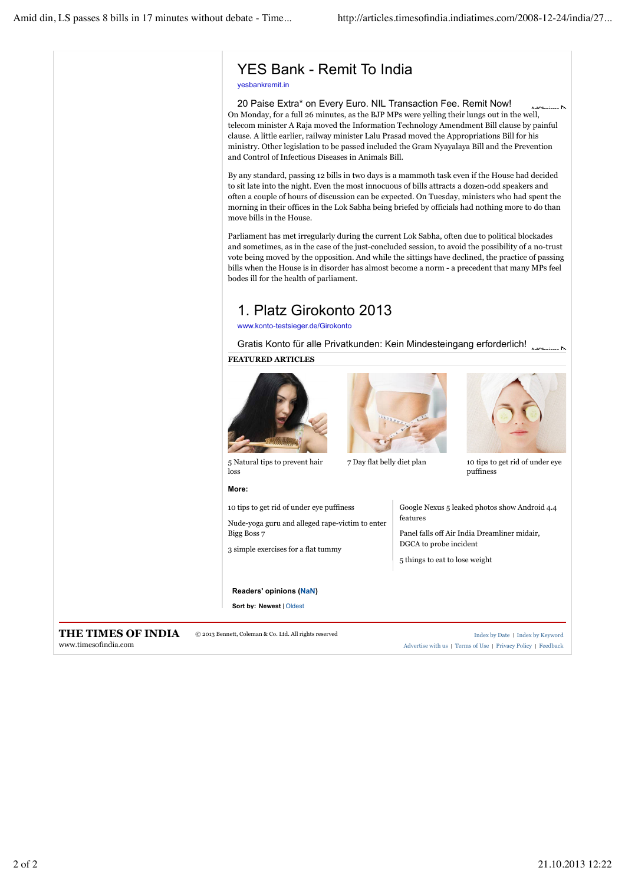## YES Bank - Remit To India

yesbankremit.in

20 Paise Extra* on Every Euro. NIL Transaction Fee. Remit Now!

On Monday, for a full 26 minutes, as the BJP MPs were yelling their lungs out in the well, telecom minister A Raja moved the Information Technology Amendment Bill clause by painful clause. A little earlier, railway minister Lalu Prasad moved the Appropriations Bill for his ministry. Other legislation to be passed included the Gram Nyayalaya Bill and the Prevention and Control of Infectious Diseases in Animals Bill.

By any standard, passing 12 bills in two days is a mammoth task even if the House had decided to sit late into the night. Even the most innocuous of bills attracts a dozen-odd speakers and often a couple of hours of discussion can be expected. On Tuesday, ministers who had spent the morning in their offices in the Lok Sabha being briefed by officials had nothing more to do than move bills in the House.

Parliament has met irregularly during the current Lok Sabha, often due to political blockades and sometimes, as in the case of the just-concluded session, to avoid the possibility of a no-trust vote being moved by the opposition. And while the sittings have declined, the practice of passing bills when the House is in disorder has almost become a norm - a precedent that many MPs feel bodes ill for the health of parliament.

## 1. Platz Girokonto 2013

www.konto-testsieger.de/Girokonto

Gratis Konto für alle Privatkunden: Kein Mindesteingang erforderlich!

**FEATURED ARTICLES**

5 Natural tips to prevent hair loss

7 Day flat belly diet plan

10 tips to get rid of under eye puffiness

**More:**

- 10 tips to get rid of under eye puffiness
- Nude-yoga guru and alleged rape-victim to enter Bigg Boss 7
- 3 simple exercises for a flat tummy
- Google Nexus 5 leaked photos show Android 4.4 features
- Panel falls off Air India Dreamliner midair, DGCA to probe incident
- 5 things to eat to lose weight

**Readers' opinions (NaN)**

**Sort by: Newest** | Oldest

**THE TIMES OF INDIA**
www.timesofindia.com

© 2013 Bennett, Coleman & Co. Ltd. All rights reserved

Index by Date | Index by Keyword
Advertise with us | Terms of Use | Privacy Policy | Feedback